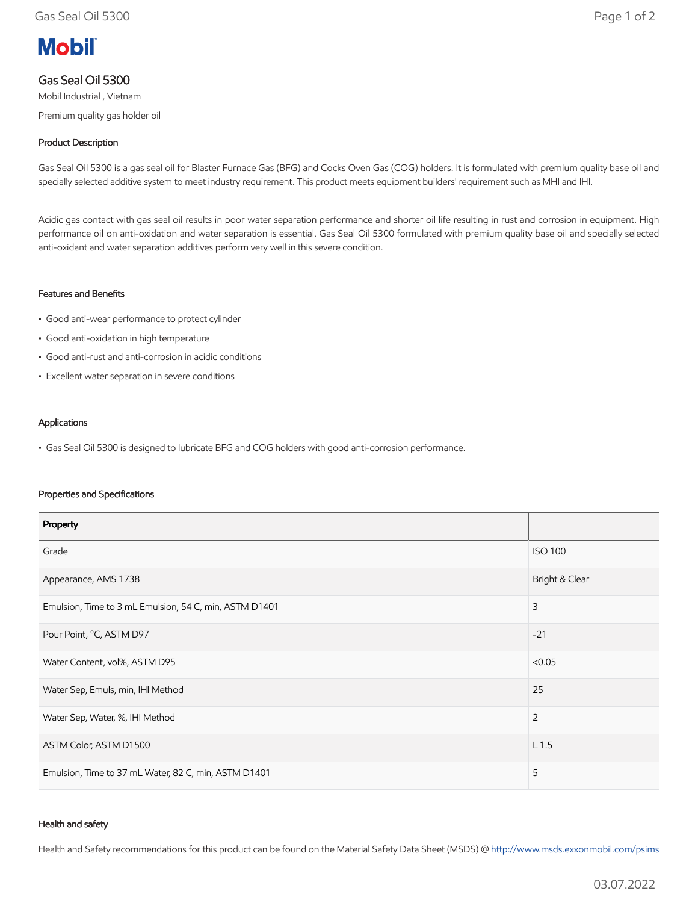# Mobil

## Gas Seal Oil 5300

Mobil Industrial , Vietnam

Premium quality gas holder oil

### Product Description

Gas Seal Oil 5300 is a gas seal oil for Blaster Furnace Gas (BFG) and Cocks Oven Gas (COG) holders. It is formulated with premium quality base oil and specially selected additive system to meet industry requirement. This product meets equipment builders' requirement such as MHI and IHI.

Acidic gas contact with gas seal oil results in poor water separation performance and shorter oil life resulting in rust and corrosion in equipment. High performance oil on anti-oxidation and water separation is essential. Gas Seal Oil 5300 formulated with premium quality base oil and specially selected anti-oxidant and water separation additives perform very well in this severe condition.

### Features and Benefits

- Good anti-wear performance to protect cylinder
- Good anti-oxidation in high temperature
- Good anti-rust and anti-corrosion in acidic conditions
- Excellent water separation in severe conditions

### Applications

- Gas Seal Oil 5300 is designed to lubricate BFG and COG holders with good anti-corrosion performance.

### Properties and Specifications

| Property | |
| --- | --- |
| Grade | ISO 100 |
| Appearance, AMS 1738 | Bright & Clear |
| Emulsion, Time to 3 mL Emulsion, 54 C, min, ASTM D1401 | 3 |
| Pour Point, °C, ASTM D97 | -21 |
| Water Content, vol%, ASTM D95 | <0.05 |
| Water Sep, Emuls, min, IHI Method | 25 |
| Water Sep, Water, %, IHI Method | 2 |
| ASTM Color, ASTM D1500 | L 1.5 |
| Emulsion, Time to 37 mL Water, 82 C, min, ASTM D1401 | 5 |

### Health and safety

Health and Safety recommendations for this product can be found on the Material Safety Data Sheet (MSDS) @ http://www.msds.exxonmobil.com/psims

03.07.2022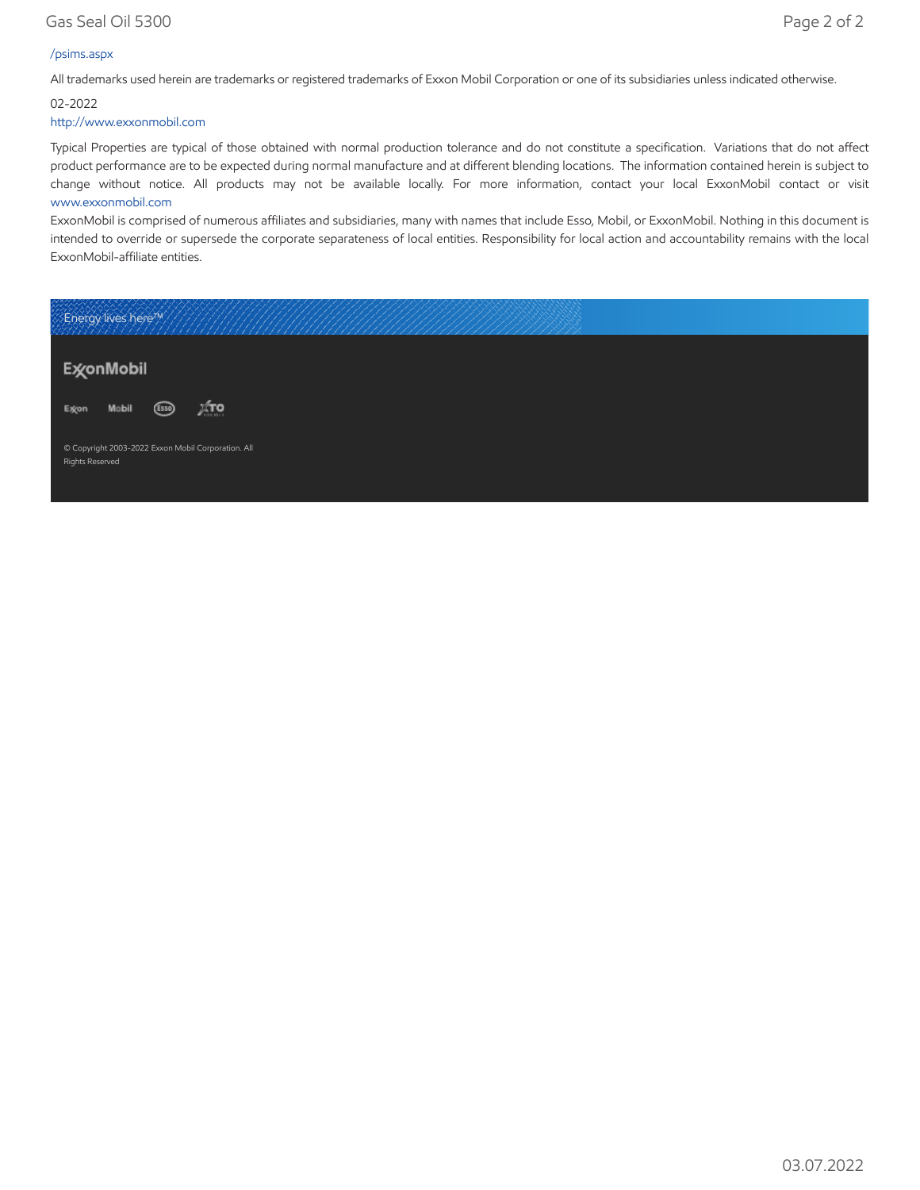/psims.aspx

All trademarks used herein are trademarks or registered trademarks of Exxon Mobil Corporation or one of its subsidiaries unless indicated otherwise.

02-2022

http://www.exxonmobil.com

Typical Properties are typical of those obtained with normal production tolerance and do not constitute a specification. Variations that do not affect product performance are to be expected during normal manufacture and at different blending locations. The information contained herein is subject to change without notice. All products may not be available locally. For more information, contact your local ExxonMobil contact or visit www.exxonmobil.com

ExxonMobil is comprised of numerous affiliates and subsidiaries, many with names that include Esso, Mobil, or ExxonMobil. Nothing in this document is intended to override or supersede the corporate separateness of local entities. Responsibility for local action and accountability remains with the local ExxonMobil-affiliate entities.

Energy lives here™

ExxonMobil

Exxon Mobil Esso XTO

© Copyright 2003-2022 Exxon Mobil Corporation. All Rights Reserved